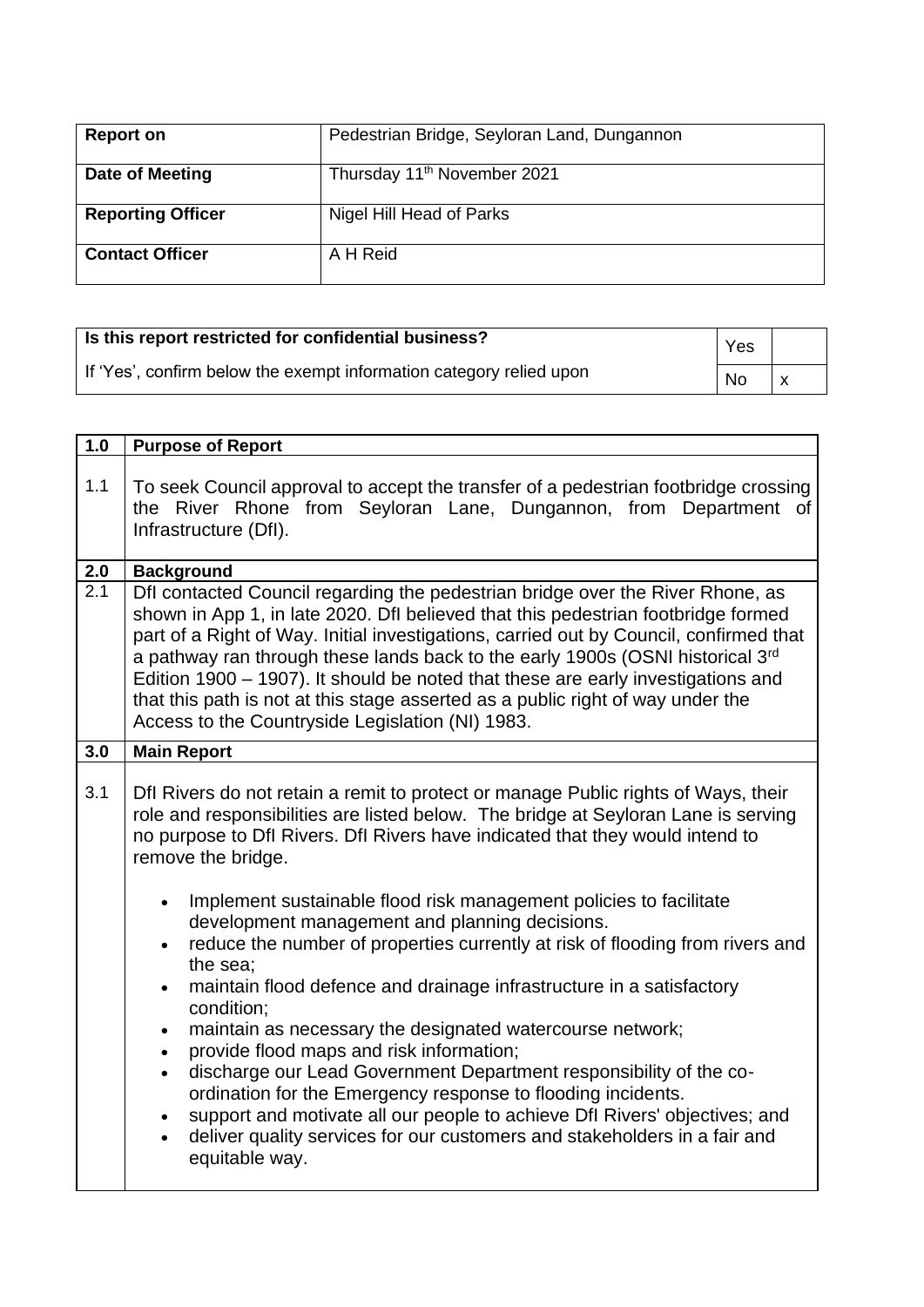| Report on | Pedestrian Bridge, Seyloran Land, Dungannon |
| --- | --- |
| **Date of Meeting** | Thursday 11th November 2021 |
| **Reporting Officer** | Nigel Hill Head of Parks |
| **Contact Officer** | A H Reid |

| Is this report restricted for confidential business? | Yes | |
| --- | --- | --- |
| If 'Yes', confirm below the exempt information category relied upon | No | x |

| 1.0 | Purpose of Report |
| --- | --- |
| 1.1 | To seek Council approval to accept the transfer of a pedestrian footbridge crossing the River Rhone from Seyloran Lane, Dungannon, from Department of Infrastructure (DfI). |
| **2.0** | **Background** |
| 2.1 | DfI contacted Council regarding the pedestrian bridge over the River Rhone, as shown in App 1, in late 2020. DfI believed that this pedestrian footbridge formed part of a Right of Way. Initial investigations, carried out by Council, confirmed that a pathway ran through these lands back to the early 1900s (OSNI historical 3rd Edition 1900 – 1907). It should be noted that these are early investigations and that this path is not at this stage asserted as a public right of way under the Access to the Countryside Legislation (NI) 1983. |
| **3.0** | **Main Report** |
| 3.1 | DfI Rivers do not retain a remit to protect or manage Public rights of Ways, their role and responsibilities are listed below. The bridge at Seyloran Lane is serving no purpose to DfI Rivers. DfI Rivers have indicated that they would intend to remove the bridge.<br><br>• Implement sustainable flood risk management policies to facilitate development management and planning decisions.<br>• reduce the number of properties currently at risk of flooding from rivers and the sea;<br>• maintain flood defence and drainage infrastructure in a satisfactory condition;<br>• maintain as necessary the designated watercourse network;<br>• provide flood maps and risk information;<br>• discharge our Lead Government Department responsibility of the co-ordination for the Emergency response to flooding incidents.<br>• support and motivate all our people to achieve DfI Rivers' objectives; and<br>• deliver quality services for our customers and stakeholders in a fair and equitable way. |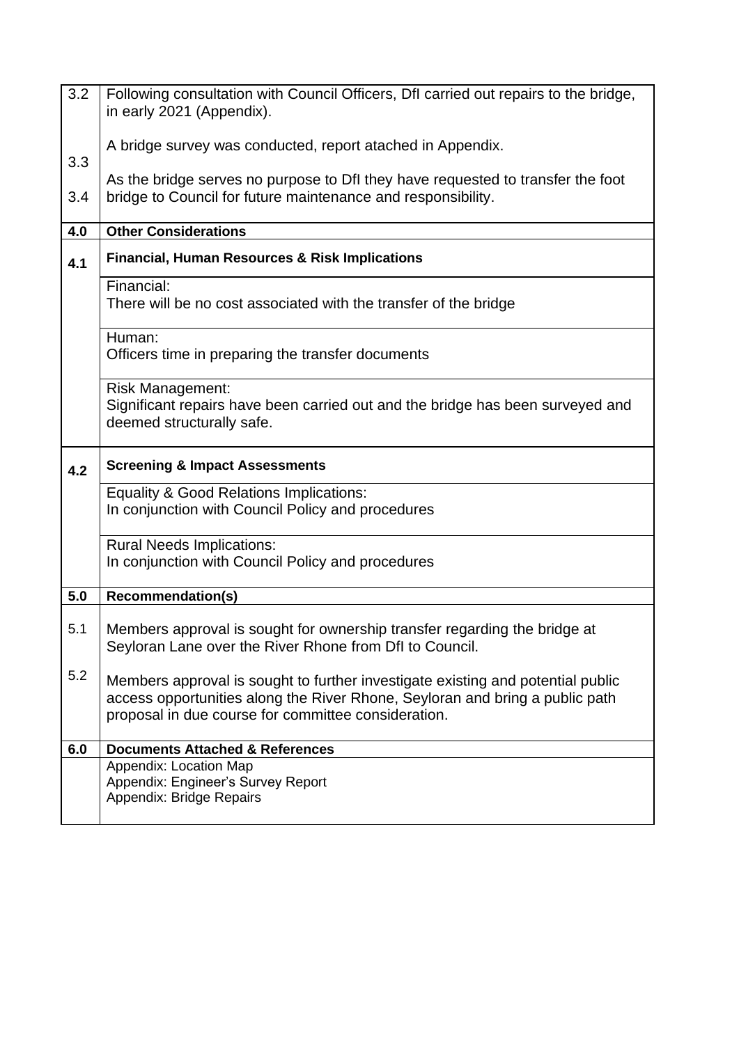| | |
|---|---|
| 3.2 | Following consultation with Council Officers, DfI carried out repairs to the bridge, in early 2021 (Appendix). |
| 3.3 | A bridge survey was conducted, report atached in Appendix. |
| 3.4 | As the bridge serves no purpose to DfI they have requested to transfer the foot bridge to Council for future maintenance and responsibility. |
| **4.0** | **Other Considerations** |
| **4.1** | **Financial, Human Resources & Risk Implications** |
| | Financial:<br>There will be no cost associated with the transfer of the bridge |
| | Human:<br>Officers time in preparing the transfer documents |
| | Risk Management:<br>Significant repairs have been carried out and the bridge has been surveyed and deemed structurally safe. |
| **4.2** | **Screening & Impact Assessments** |
| | Equality & Good Relations Implications:<br>In conjunction with Council Policy and procedures |
| | Rural Needs Implications:<br>In conjunction with Council Policy and procedures |
| **5.0** | **Recommendation(s)** |
| 5.1 | Members approval is sought for ownership transfer regarding the bridge at Seyloran Lane over the River Rhone from DfI to Council. |
| 5.2 | Members approval is sought to further investigate existing and potential public access opportunities along the River Rhone, Seyloran and bring a public path proposal in due course for committee consideration. |
| **6.0** | **Documents Attached & References** |
| | Appendix: Location Map<br>Appendix: Engineer's Survey Report<br>Appendix: Bridge Repairs |